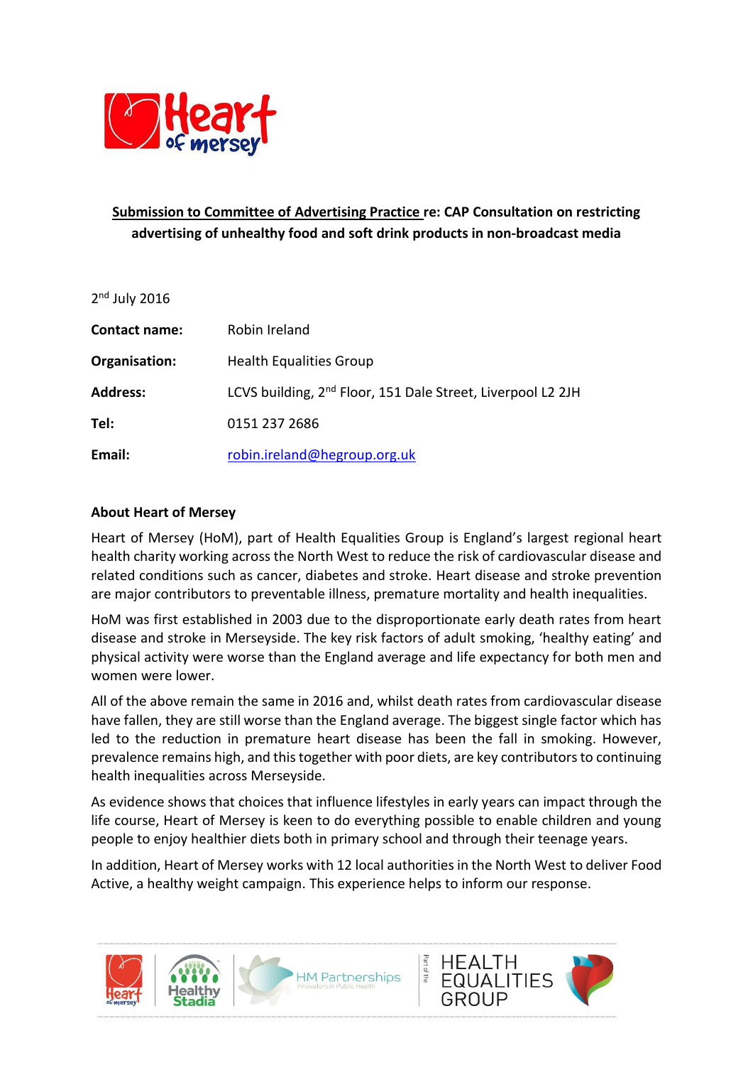**Submission to Committee of Advertising Practice re: CAP Consultation on restricting advertising of unhealthy food and soft drink products in non-broadcast media**

2nd July 2016

| | |
|---|---|
| **Contact name:** | Robin Ireland |
| **Organisation:** | Health Equalities Group |
| **Address:** | LCVS building, 2nd Floor, 151 Dale Street, Liverpool L2 2JH |
| **Tel:** | 0151 237 2686 |
| **Email:** | robin.ireland@hegroup.org.uk |

**About Heart of Mersey**

Heart of Mersey (HoM), part of Health Equalities Group is England's largest regional heart health charity working across the North West to reduce the risk of cardiovascular disease and related conditions such as cancer, diabetes and stroke. Heart disease and stroke prevention are major contributors to preventable illness, premature mortality and health inequalities.

HoM was first established in 2003 due to the disproportionate early death rates from heart disease and stroke in Merseyside. The key risk factors of adult smoking, 'healthy eating' and physical activity were worse than the England average and life expectancy for both men and women were lower.

All of the above remain the same in 2016 and, whilst death rates from cardiovascular disease have fallen, they are still worse than the England average. The biggest single factor which has led to the reduction in premature heart disease has been the fall in smoking. However, prevalence remains high, and this together with poor diets, are key contributors to continuing health inequalities across Merseyside.

As evidence shows that choices that influence lifestyles in early years can impact through the life course, Heart of Mersey is keen to do everything possible to enable children and young people to enjoy healthier diets both in primary school and through their teenage years.

In addition, Heart of Mersey works with 12 local authorities in the North West to deliver Food Active, a healthy weight campaign. This experience helps to inform our response.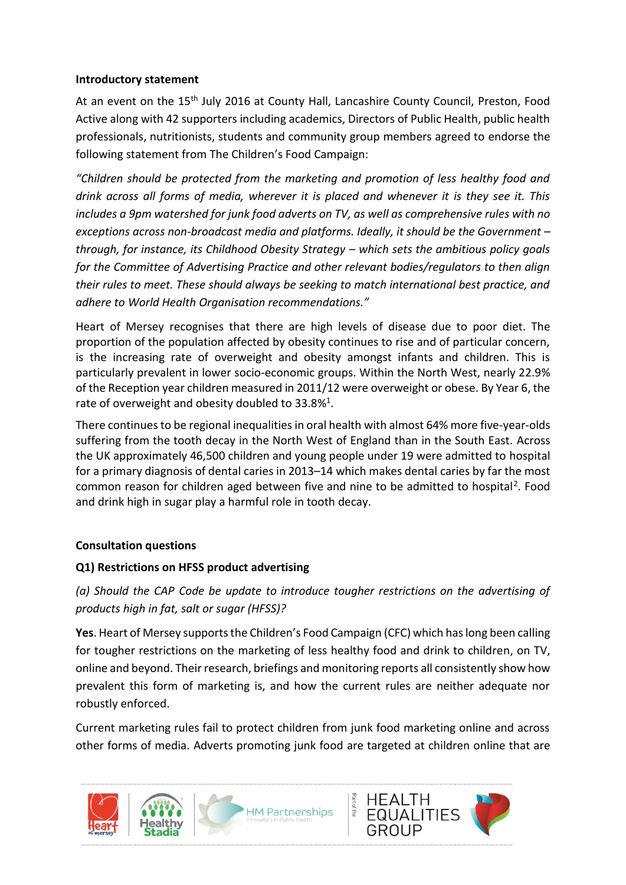**Introductory statement**

At an event on the 15th July 2016 at County Hall, Lancashire County Council, Preston, Food Active along with 42 supporters including academics, Directors of Public Health, public health professionals, nutritionists, students and community group members agreed to endorse the following statement from The Children's Food Campaign:

*"Children should be protected from the marketing and promotion of less healthy food and drink across all forms of media, wherever it is placed and whenever it is they see it. This includes a 9pm watershed for junk food adverts on TV, as well as comprehensive rules with no exceptions across non-broadcast media and platforms. Ideally, it should be the Government – through, for instance, its Childhood Obesity Strategy – which sets the ambitious policy goals for the Committee of Advertising Practice and other relevant bodies/regulators to then align their rules to meet. These should always be seeking to match international best practice, and adhere to World Health Organisation recommendations."*

Heart of Mersey recognises that there are high levels of disease due to poor diet. The proportion of the population affected by obesity continues to rise and of particular concern, is the increasing rate of overweight and obesity amongst infants and children. This is particularly prevalent in lower socio-economic groups. Within the North West, nearly 22.9% of the Reception year children measured in 2011/12 were overweight or obese. By Year 6, the rate of overweight and obesity doubled to 33.8%[1].

There continues to be regional inequalities in oral health with almost 64% more five-year-olds suffering from the tooth decay in the North West of England than in the South East. Across the UK approximately 46,500 children and young people under 19 were admitted to hospital for a primary diagnosis of dental caries in 2013–14 which makes dental caries by far the most common reason for children aged between five and nine to be admitted to hospital[2]. Food and drink high in sugar play a harmful role in tooth decay.

**Consultation questions**

**Q1) Restrictions on HFSS product advertising**

*(a) Should the CAP Code be update to introduce tougher restrictions on the advertising of products high in fat, salt or sugar (HFSS)?*

**Yes**. Heart of Mersey supports the Children's Food Campaign (CFC) which has long been calling for tougher restrictions on the marketing of less healthy food and drink to children, on TV, online and beyond. Their research, briefings and monitoring reports all consistently show how prevalent this form of marketing is, and how the current rules are neither adequate nor robustly enforced.

Current marketing rules fail to protect children from junk food marketing online and across other forms of media. Adverts promoting junk food are targeted at children online that are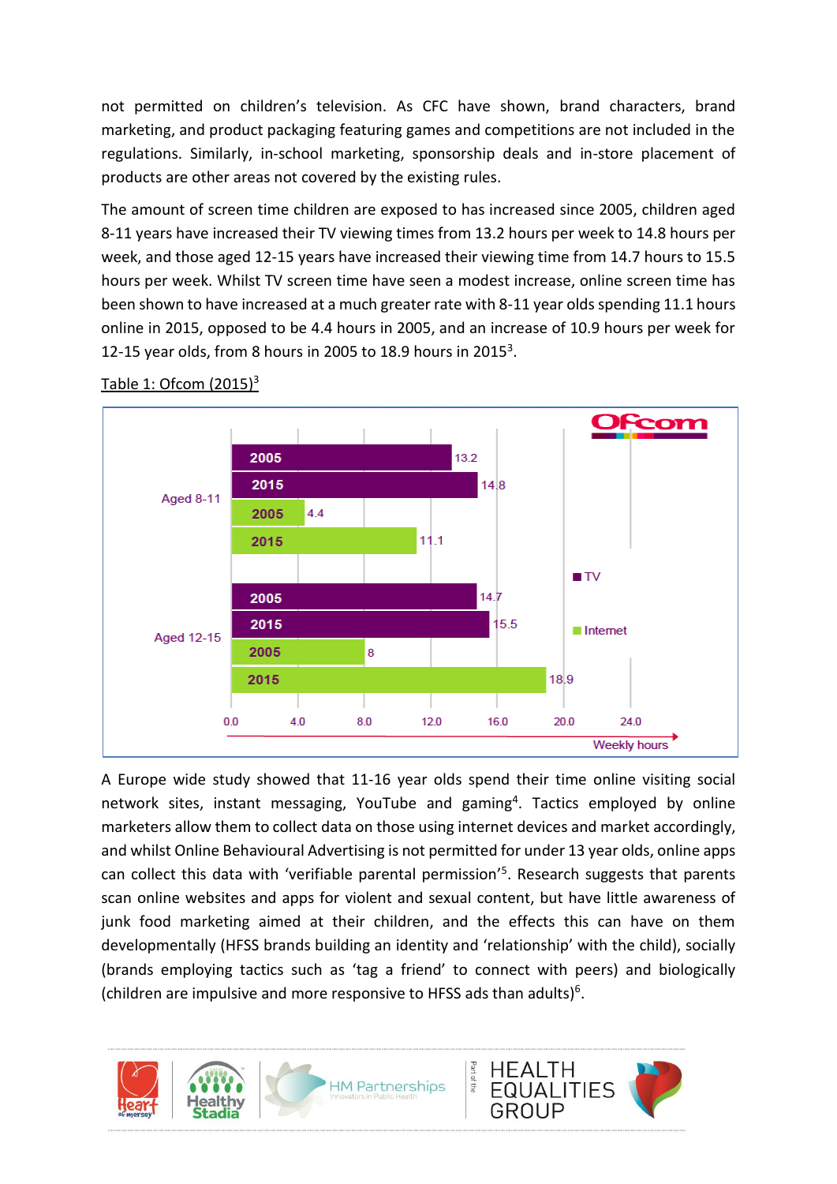not permitted on children's television. As CFC have shown, brand characters, brand marketing, and product packaging featuring games and competitions are not included in the regulations. Similarly, in-school marketing, sponsorship deals and in-store placement of products are other areas not covered by the existing rules.

The amount of screen time children are exposed to has increased since 2005, children aged 8-11 years have increased their TV viewing times from 13.2 hours per week to 14.8 hours per week, and those aged 12-15 years have increased their viewing time from 14.7 hours to 15.5 hours per week. Whilst TV screen time have seen a modest increase, online screen time has been shown to have increased at a much greater rate with 8-11 year olds spending 11.1 hours online in 2015, opposed to be 4.4 hours in 2005, and an increase of 10.9 hours per week for 12-15 year olds, from 8 hours in 2005 to 18.9 hours in 2015[3].

Table 1: Ofcom (2015)[3]

| Age group | Year | TV (weekly hours) | Internet (weekly hours) |
|---|---|---|---|
| Aged 8-11 | 2005 | 13.2 | 4.4 |
| Aged 8-11 | 2015 | 14.8 | 11.1 |
| Aged 12-15 | 2005 | 14.7 | 8 |
| Aged 12-15 | 2015 | 15.5 | 18.9 |

A Europe wide study showed that 11-16 year olds spend their time online visiting social network sites, instant messaging, YouTube and gaming[4]. Tactics employed by online marketers allow them to collect data on those using internet devices and market accordingly, and whilst Online Behavioural Advertising is not permitted for under 13 year olds, online apps can collect this data with 'verifiable parental permission'[5]. Research suggests that parents scan online websites and apps for violent and sexual content, but have little awareness of junk food marketing aimed at their children, and the effects this can have on them developmentally (HFSS brands building an identity and 'relationship' with the child), socially (brands employing tactics such as 'tag a friend' to connect with peers) and biologically (children are impulsive and more responsive to HFSS ads than adults)[6].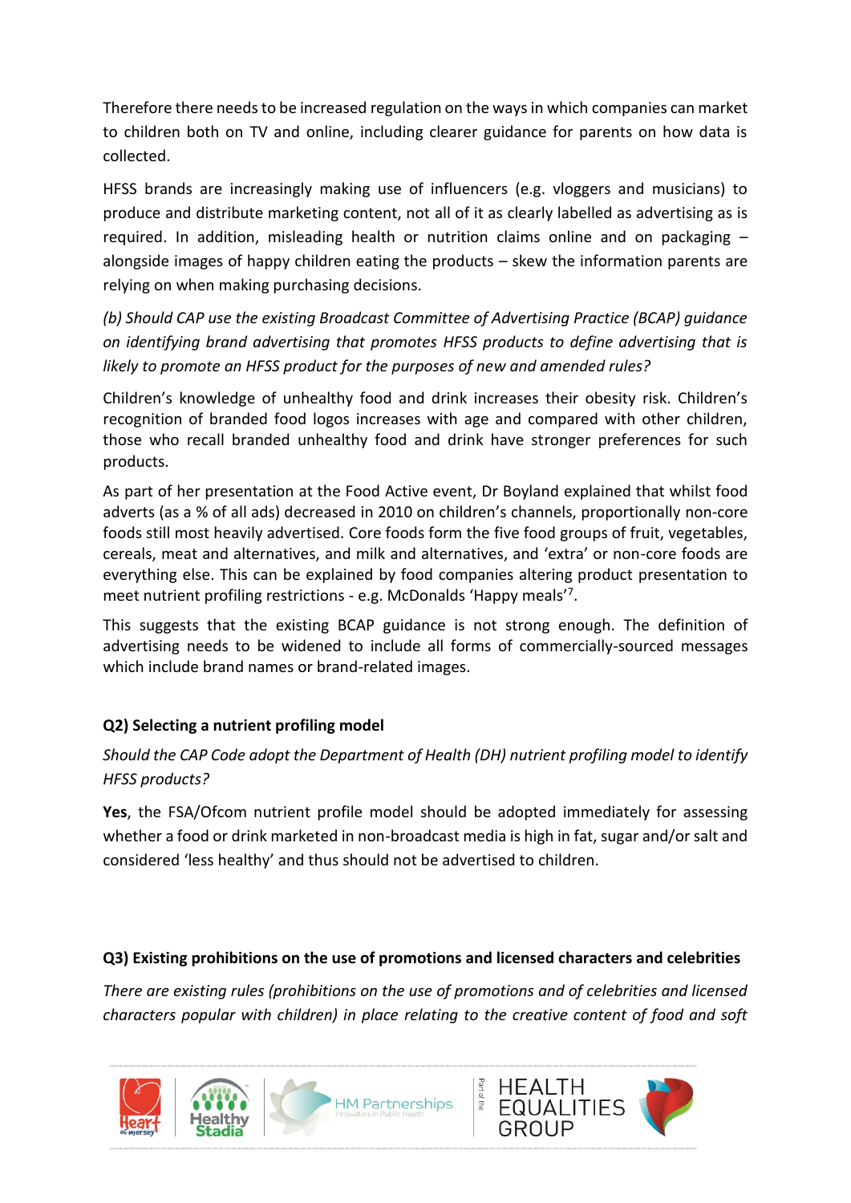Therefore there needs to be increased regulation on the ways in which companies can market to children both on TV and online, including clearer guidance for parents on how data is collected.

HFSS brands are increasingly making use of influencers (e.g. vloggers and musicians) to produce and distribute marketing content, not all of it as clearly labelled as advertising as is required. In addition, misleading health or nutrition claims online and on packaging – alongside images of happy children eating the products – skew the information parents are relying on when making purchasing decisions.

*(b) Should CAP use the existing Broadcast Committee of Advertising Practice (BCAP) guidance on identifying brand advertising that promotes HFSS products to define advertising that is likely to promote an HFSS product for the purposes of new and amended rules?*

Children's knowledge of unhealthy food and drink increases their obesity risk. Children's recognition of branded food logos increases with age and compared with other children, those who recall branded unhealthy food and drink have stronger preferences for such products.

As part of her presentation at the Food Active event, Dr Boyland explained that whilst food adverts (as a % of all ads) decreased in 2010 on children's channels, proportionally non-core foods still most heavily advertised. Core foods form the five food groups of fruit, vegetables, cereals, meat and alternatives, and milk and alternatives, and 'extra' or non-core foods are everything else. This can be explained by food companies altering product presentation to meet nutrient profiling restrictions - e.g. McDonalds 'Happy meals'[7].

This suggests that the existing BCAP guidance is not strong enough. The definition of advertising needs to be widened to include all forms of commercially-sourced messages which include brand names or brand-related images.

### Q2) Selecting a nutrient profiling model

*Should the CAP Code adopt the Department of Health (DH) nutrient profiling model to identify HFSS products?*

**Yes**, the FSA/Ofcom nutrient profile model should be adopted immediately for assessing whether a food or drink marketed in non-broadcast media is high in fat, sugar and/or salt and considered 'less healthy' and thus should not be advertised to children.

### Q3) Existing prohibitions on the use of promotions and licensed characters and celebrities

*There are existing rules (prohibitions on the use of promotions and of celebrities and licensed characters popular with children) in place relating to the creative content of food and soft*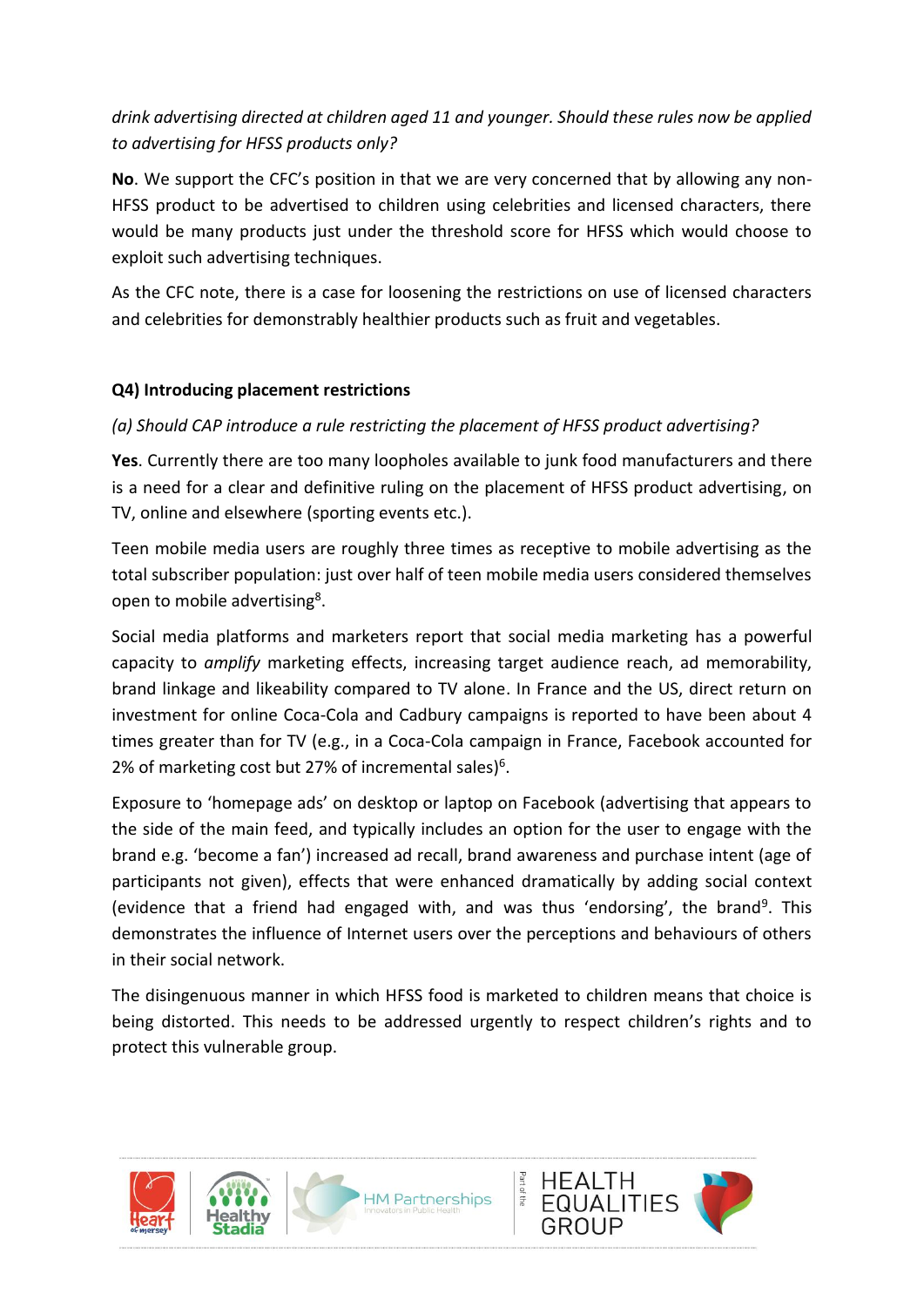*drink advertising directed at children aged 11 and younger. Should these rules now be applied to advertising for HFSS products only?*

**No**. We support the CFC's position in that we are very concerned that by allowing any non-HFSS product to be advertised to children using celebrities and licensed characters, there would be many products just under the threshold score for HFSS which would choose to exploit such advertising techniques.

As the CFC note, there is a case for loosening the restrictions on use of licensed characters and celebrities for demonstrably healthier products such as fruit and vegetables.

**Q4) Introducing placement restrictions**

*(a) Should CAP introduce a rule restricting the placement of HFSS product advertising?*

**Yes**. Currently there are too many loopholes available to junk food manufacturers and there is a need for a clear and definitive ruling on the placement of HFSS product advertising, on TV, online and elsewhere (sporting events etc.).

Teen mobile media users are roughly three times as receptive to mobile advertising as the total subscriber population: just over half of teen mobile media users considered themselves open to mobile advertising[8].

Social media platforms and marketers report that social media marketing has a powerful capacity to *amplify* marketing effects, increasing target audience reach, ad memorability, brand linkage and likeability compared to TV alone. In France and the US, direct return on investment for online Coca-Cola and Cadbury campaigns is reported to have been about 4 times greater than for TV (e.g., in a Coca-Cola campaign in France, Facebook accounted for 2% of marketing cost but 27% of incremental sales)[6].

Exposure to 'homepage ads' on desktop or laptop on Facebook (advertising that appears to the side of the main feed, and typically includes an option for the user to engage with the brand e.g. 'become a fan') increased ad recall, brand awareness and purchase intent (age of participants not given), effects that were enhanced dramatically by adding social context (evidence that a friend had engaged with, and was thus 'endorsing', the brand[9]. This demonstrates the influence of Internet users over the perceptions and behaviours of others in their social network.

The disingenuous manner in which HFSS food is marketed to children means that choice is being distorted. This needs to be addressed urgently to respect children's rights and to protect this vulnerable group.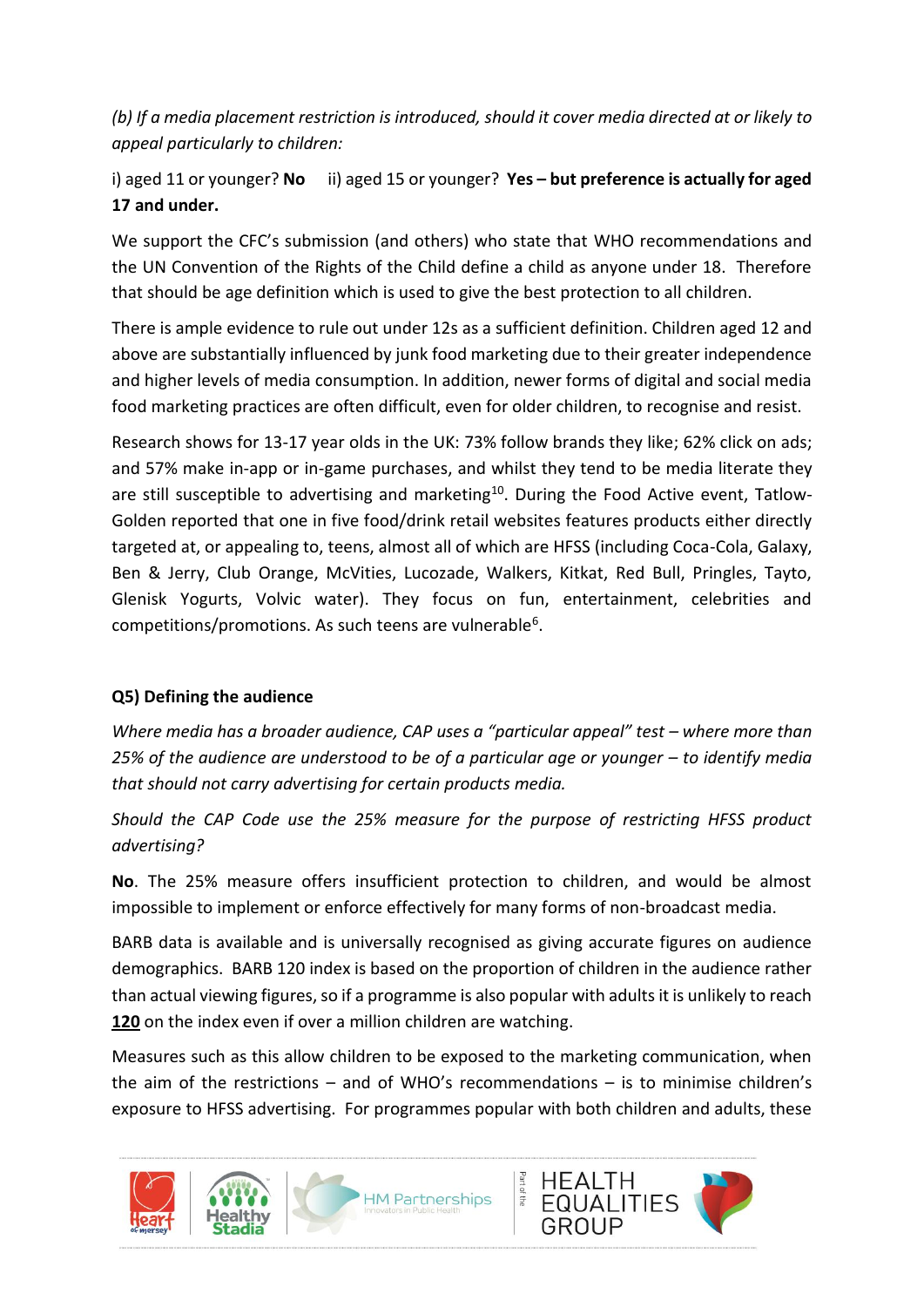*(b) If a media placement restriction is introduced, should it cover media directed at or likely to appeal particularly to children:*

i) aged 11 or younger? **No** ii) aged 15 or younger? **Yes – but preference is actually for aged 17 and under.**

We support the CFC's submission (and others) who state that WHO recommendations and the UN Convention of the Rights of the Child define a child as anyone under 18. Therefore that should be age definition which is used to give the best protection to all children.

There is ample evidence to rule out under 12s as a sufficient definition. Children aged 12 and above are substantially influenced by junk food marketing due to their greater independence and higher levels of media consumption. In addition, newer forms of digital and social media food marketing practices are often difficult, even for older children, to recognise and resist.

Research shows for 13-17 year olds in the UK: 73% follow brands they like; 62% click on ads; and 57% make in-app or in-game purchases, and whilst they tend to be media literate they are still susceptible to advertising and marketing[10]. During the Food Active event, Tatlow-Golden reported that one in five food/drink retail websites features products either directly targeted at, or appealing to, teens, almost all of which are HFSS (including Coca-Cola, Galaxy, Ben & Jerry, Club Orange, McVities, Lucozade, Walkers, Kitkat, Red Bull, Pringles, Tayto, Glenisk Yogurts, Volvic water). They focus on fun, entertainment, celebrities and competitions/promotions. As such teens are vulnerable[6].

**Q5) Defining the audience**

*Where media has a broader audience, CAP uses a "particular appeal" test – where more than 25% of the audience are understood to be of a particular age or younger – to identify media that should not carry advertising for certain products media.*

*Should the CAP Code use the 25% measure for the purpose of restricting HFSS product advertising?*

**No**. The 25% measure offers insufficient protection to children, and would be almost impossible to implement or enforce effectively for many forms of non-broadcast media.

BARB data is available and is universally recognised as giving accurate figures on audience demographics. BARB 120 index is based on the proportion of children in the audience rather than actual viewing figures, so if a programme is also popular with adults it is unlikely to reach **<u>120</u>** on the index even if over a million children are watching.

Measures such as this allow children to be exposed to the marketing communication, when the aim of the restrictions – and of WHO's recommendations – is to minimise children's exposure to HFSS advertising. For programmes popular with both children and adults, these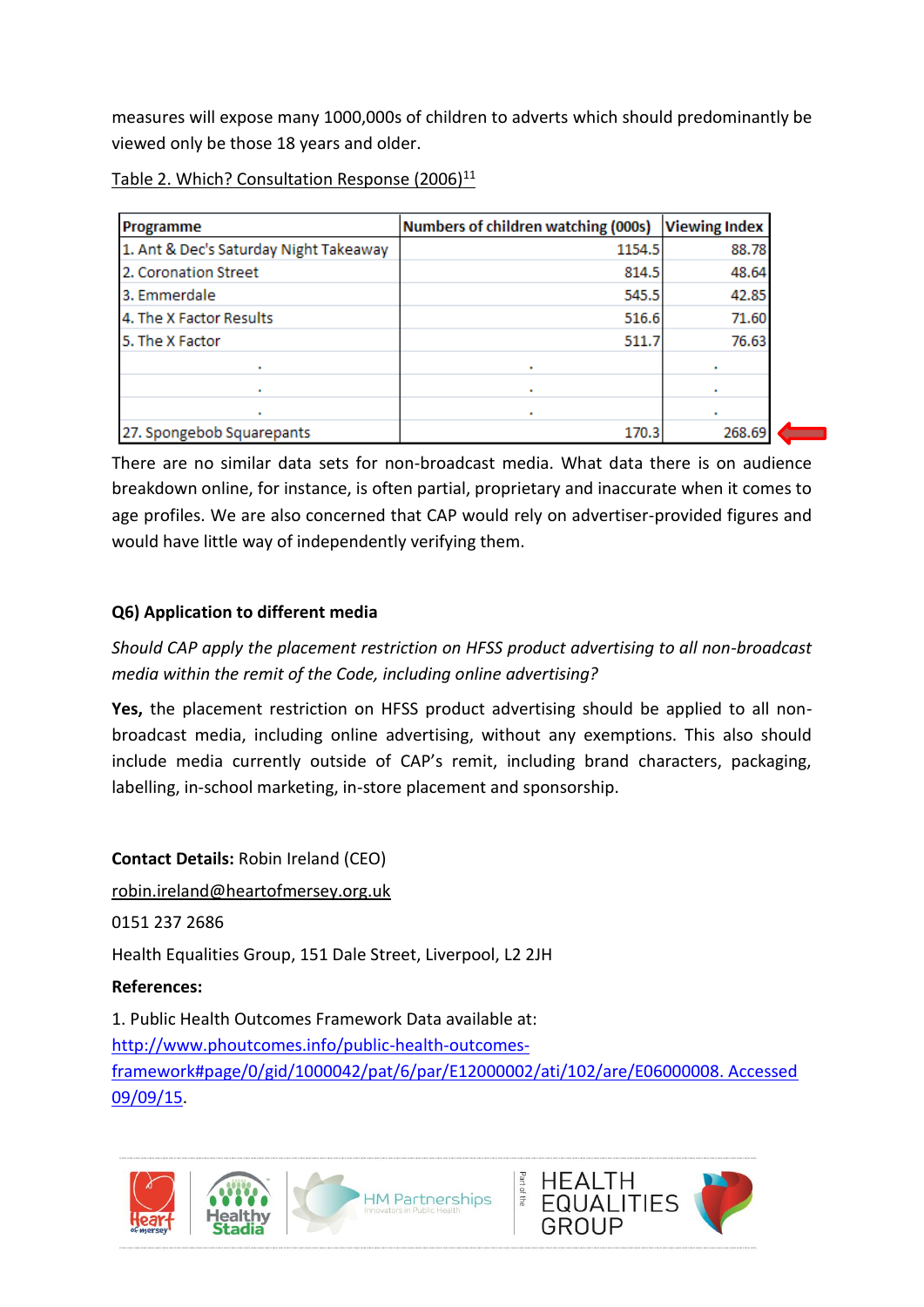measures will expose many 1000,000s of children to adverts which should predominantly be viewed only be those 18 years and older.

Table 2. Which? Consultation Response (2006)[11]

| Programme | Numbers of children watching (000s) | Viewing Index |
|---|---|---|
| 1. Ant & Dec's Saturday Night Takeaway | 1154.5 | 88.78 |
| 2. Coronation Street | 814.5 | 48.64 |
| 3. Emmerdale | 545.5 | 42.85 |
| 4. The X Factor Results | 516.6 | 71.60 |
| 5. The X Factor | 511.7 | 76.63 |
| . | . | . |
| . | . | . |
| . | . | . |
| 27. Spongebob Squarepants | 170.3 | 268.69 |

There are no similar data sets for non-broadcast media. What data there is on audience breakdown online, for instance, is often partial, proprietary and inaccurate when it comes to age profiles. We are also concerned that CAP would rely on advertiser-provided figures and would have little way of independently verifying them.

**Q6) Application to different media**

*Should CAP apply the placement restriction on HFSS product advertising to all non-broadcast media within the remit of the Code, including online advertising?*

**Yes,** the placement restriction on HFSS product advertising should be applied to all non-broadcast media, including online advertising, without any exemptions. This also should include media currently outside of CAP's remit, including brand characters, packaging, labelling, in-school marketing, in-store placement and sponsorship.

**Contact Details:** Robin Ireland (CEO)

robin.ireland@heartofmersey.org.uk

0151 237 2686

Health Equalities Group, 151 Dale Street, Liverpool, L2 2JH

**References:**

1. Public Health Outcomes Framework Data available at: http://www.phoutcomes.info/public-health-outcomes-framework#page/0/gid/1000042/pat/6/par/E12000002/ati/102/are/E06000008. Accessed 09/09/15.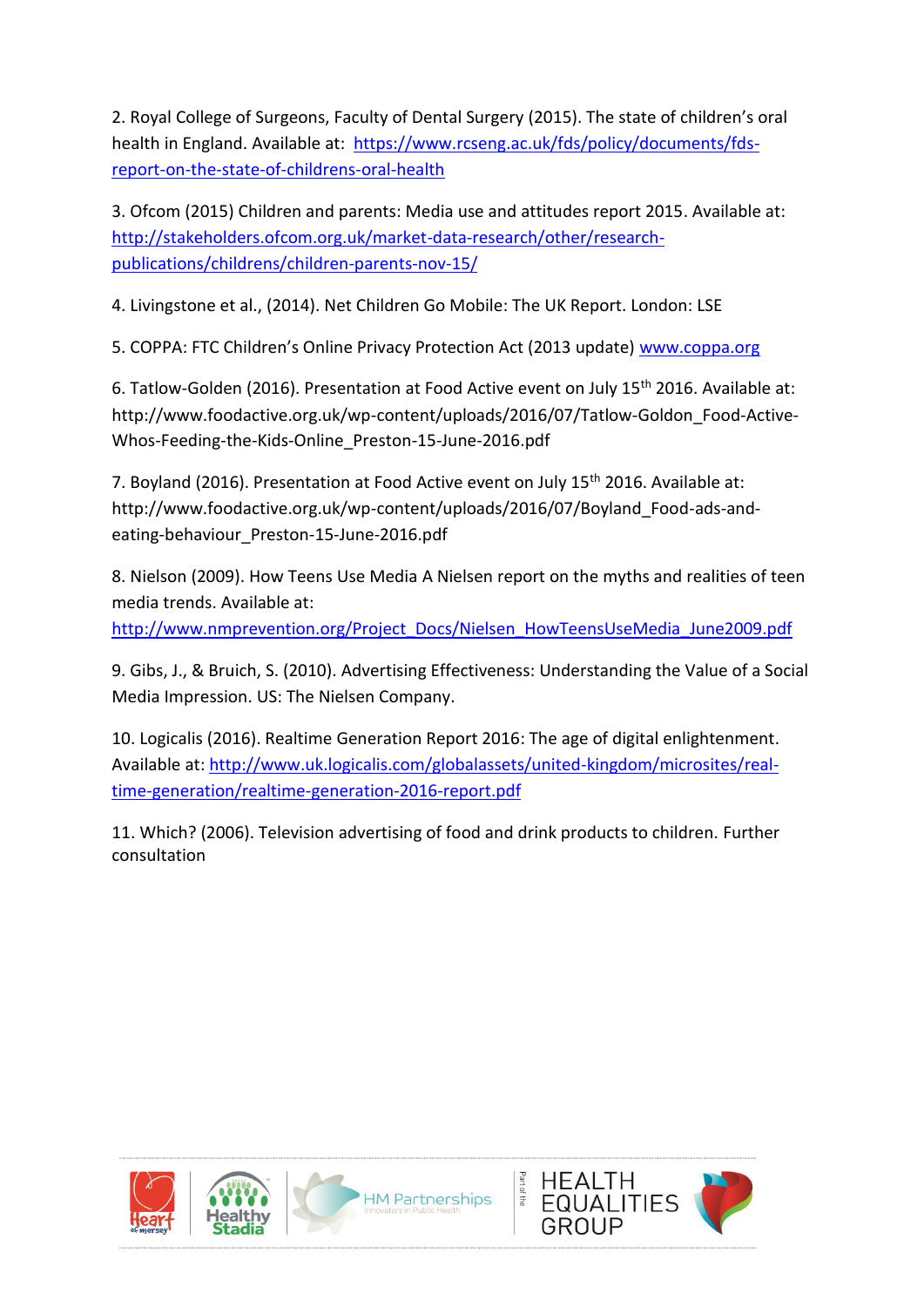2. Royal College of Surgeons, Faculty of Dental Surgery (2015). The state of children's oral health in England. Available at: https://www.rcseng.ac.uk/fds/policy/documents/fds-report-on-the-state-of-childrens-oral-health

3. Ofcom (2015) Children and parents: Media use and attitudes report 2015. Available at: http://stakeholders.ofcom.org.uk/market-data-research/other/research-publications/childrens/children-parents-nov-15/

4. Livingstone et al., (2014). Net Children Go Mobile: The UK Report. London: LSE

5. COPPA: FTC Children's Online Privacy Protection Act (2013 update) www.coppa.org

6. Tatlow-Golden (2016). Presentation at Food Active event on July 15th 2016. Available at: http://www.foodactive.org.uk/wp-content/uploads/2016/07/Tatlow-Goldon_Food-Active-Whos-Feeding-the-Kids-Online_Preston-15-June-2016.pdf

7. Boyland (2016). Presentation at Food Active event on July 15th 2016. Available at: http://www.foodactive.org.uk/wp-content/uploads/2016/07/Boyland_Food-ads-and-eating-behaviour_Preston-15-June-2016.pdf

8. Nielson (2009). How Teens Use Media A Nielsen report on the myths and realities of teen media trends. Available at: http://www.nmprevention.org/Project_Docs/Nielsen_HowTeensUseMedia_June2009.pdf

9. Gibs, J., & Bruich, S. (2010). Advertising Effectiveness: Understanding the Value of a Social Media Impression. US: The Nielsen Company.

10. Logicalis (2016). Realtime Generation Report 2016: The age of digital enlightenment. Available at: http://www.uk.logicalis.com/globalassets/united-kingdom/microsites/real-time-generation/realtime-generation-2016-report.pdf

11. Which? (2006). Television advertising of food and drink products to children. Further consultation